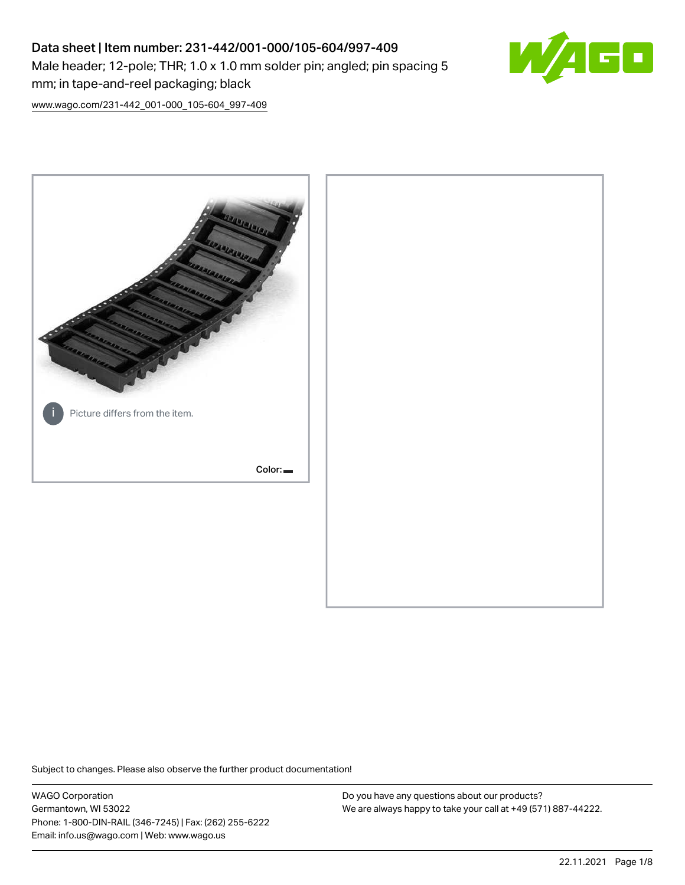# Data sheet | Item number: 231-442/001-000/105-604/997-409

Male header; 12-pole; THR; 1.0 x 1.0 mm solder pin; angled; pin spacing 5 mm; in tape-and-reel packaging; black

www.wago.com/231-442_001-000_105-604_997-409

Picture differs from the item.

Color:

Subject to changes. Please also observe the further product documentation!

WAGO Corporation
Germantown, WI 53022
Phone: 1-800-DIN-RAIL (346-7245) | Fax: (262) 255-6222
Email: info.us@wago.com | Web: www.wago.us

Do you have any questions about our products?
We are always happy to take your call at +49 (571) 887-44222.

22.11.2021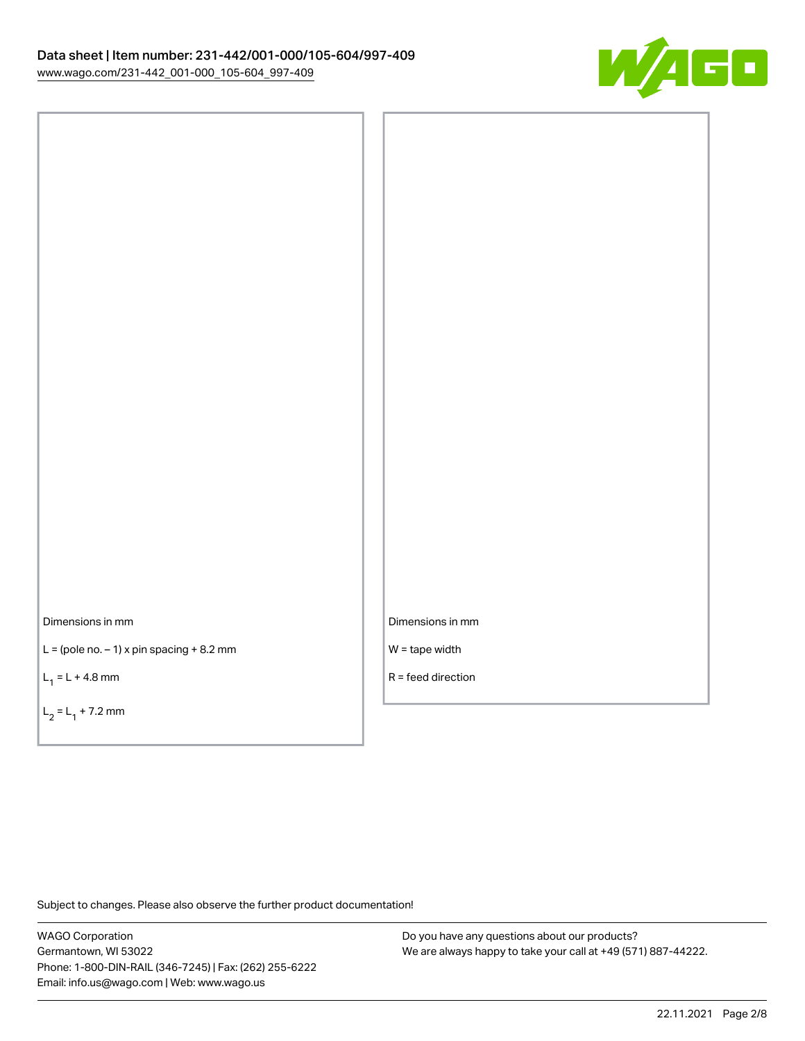Dimensions in mm

$L = (\text{pole no.} - 1) \times \text{pin spacing} + 8.2\ \text{mm}$

$L_1 = L + 4.8\ \text{mm}$

$L_2 = L_1 + 7.2\ \text{mm}$

Dimensions in mm

W = tape width

R = feed direction

Subject to changes. Please also observe the further product documentation!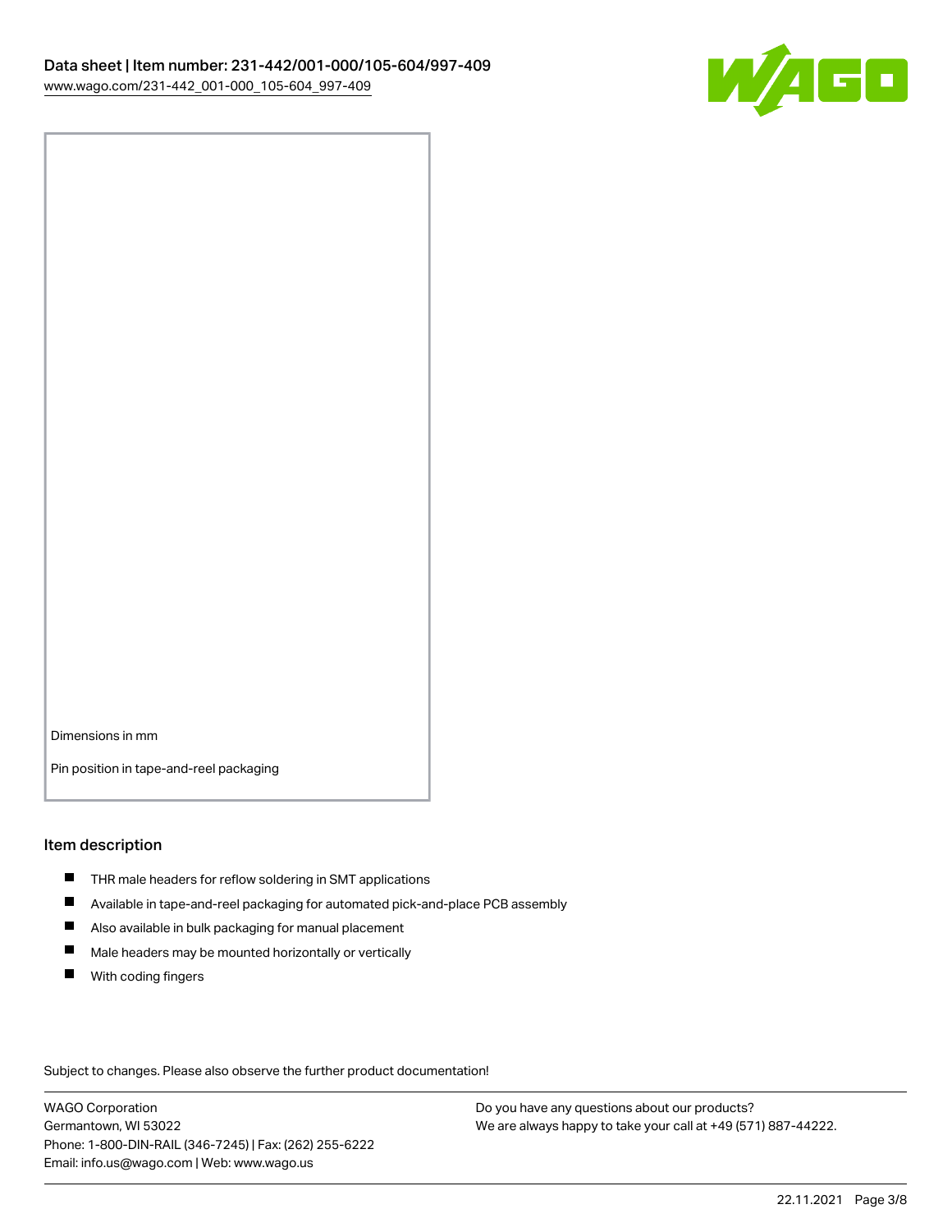Dimensions in mm

Pin position in tape-and-reel packaging

## Item description

- THR male headers for reflow soldering in SMT applications
- Available in tape-and-reel packaging for automated pick-and-place PCB assembly
- Also available in bulk packaging for manual placement
- Male headers may be mounted horizontally or vertically
- With coding fingers

Subject to changes. Please also observe the further product documentation!

WAGO Corporation
Germantown, WI 53022
Phone: 1-800-DIN-RAIL (346-7245) | Fax: (262) 255-6222
Email: info.us@wago.com | Web: www.wago.us

Do you have any questions about our products?
We are always happy to take your call at +49 (571) 887-44222.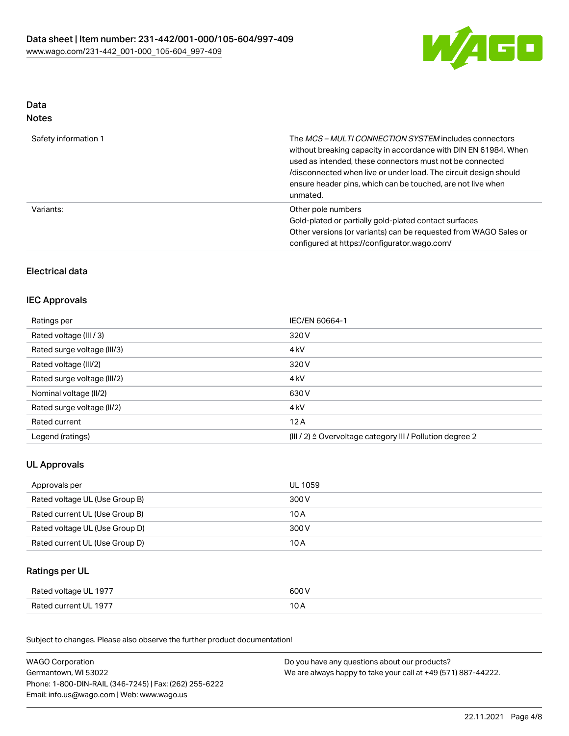## Data
### Notes

| | |
|---|---|
| Safety information 1 | The *MCS – MULTI CONNECTION SYSTEM* includes connectors without breaking capacity in accordance with DIN EN 61984. When used as intended, these connectors must not be connected /disconnected when live or under load. The circuit design should ensure header pins, which can be touched, are not live when unmated. |
| Variants: | Other pole numbers<br>Gold-plated or partially gold-plated contact surfaces<br>Other versions (or variants) can be requested from WAGO Sales or configured at https://configurator.wago.com/ |

## Electrical data

### IEC Approvals

| | |
|---|---|
| Ratings per | IEC/EN 60664-1 |
| Rated voltage (III / 3) | 320 V |
| Rated surge voltage (III/3) | 4 kV |
| Rated voltage (III/2) | 320 V |
| Rated surge voltage (III/2) | 4 kV |
| Nominal voltage (II/2) | 630 V |
| Rated surge voltage (II/2) | 4 kV |
| Rated current | 12 A |
| Legend (ratings) | (III / 2) ≙ Overvoltage category III / Pollution degree 2 |

### UL Approvals

| | |
|---|---|
| Approvals per | UL 1059 |
| Rated voltage UL (Use Group B) | 300 V |
| Rated current UL (Use Group B) | 10 A |
| Rated voltage UL (Use Group D) | 300 V |
| Rated current UL (Use Group D) | 10 A |

### Ratings per UL

| | |
|---|---|
| Rated voltage UL 1977 | 600 V |
| Rated current UL 1977 | 10 A |

Subject to changes. Please also observe the further product documentation!

WAGO Corporation
Germantown, WI 53022
Phone: 1-800-DIN-RAIL (346-7245) | Fax: (262) 255-6222
Email: info.us@wago.com | Web: www.wago.us

Do you have any questions about our products?
We are always happy to take your call at +49 (571) 887-44222.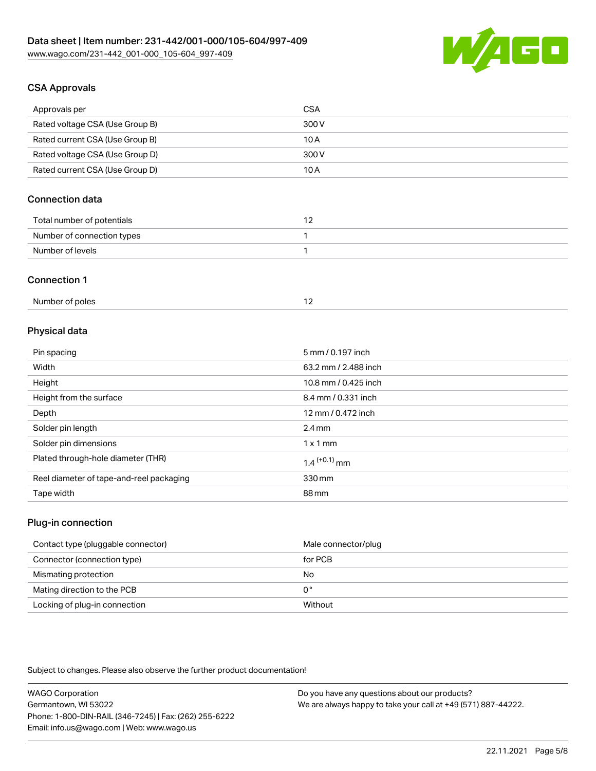## CSA Approvals

| Approvals per | CSA |
| --- | --- |
| Rated voltage CSA (Use Group B) | 300 V |
| Rated current CSA (Use Group B) | 10 A |
| Rated voltage CSA (Use Group D) | 300 V |
| Rated current CSA (Use Group D) | 10 A |

## Connection data

| Total number of potentials | 12 |
| --- | --- |
| Number of connection types | 1 |
| Number of levels | 1 |

## Connection 1

| Number of poles | 12 |
| --- | --- |

## Physical data

| Pin spacing | 5 mm / 0.197 inch |
| --- | --- |
| Width | 63.2 mm / 2.488 inch |
| Height | 10.8 mm / 0.425 inch |
| Height from the surface | 8.4 mm / 0.331 inch |
| Depth | 12 mm / 0.472 inch |
| Solder pin length | 2.4 mm |
| Solder pin dimensions | 1 x 1 mm |
| Plated through-hole diameter (THR) | $1.4^{(+0.1)}$ mm |
| Reel diameter of tape-and-reel packaging | 330 mm |
| Tape width | 88 mm |

## Plug-in connection

| Contact type (pluggable connector) | Male connector/plug |
| --- | --- |
| Connector (connection type) | for PCB |
| Mismating protection | No |
| Mating direction to the PCB | 0° |
| Locking of plug-in connection | Without |

Subject to changes. Please also observe the further product documentation!

WAGO Corporation
Germantown, WI 53022
Phone: 1-800-DIN-RAIL (346-7245) | Fax: (262) 255-6222
Email: info.us@wago.com | Web: www.wago.us

Do you have any questions about our products?
We are always happy to take your call at +49 (571) 887-44222.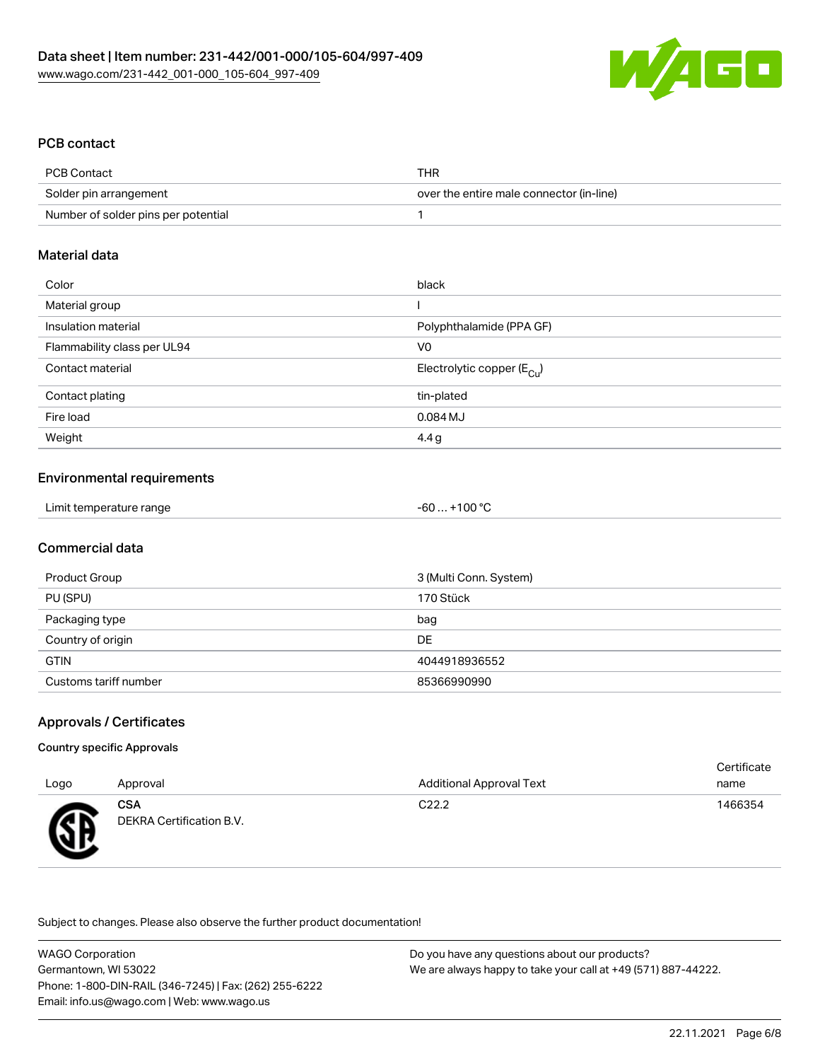## PCB contact

| PCB Contact | THR |
| --- | --- |
| Solder pin arrangement | over the entire male connector (in-line) |
| Number of solder pins per potential | 1 |

## Material data

| Color | black |
| --- | --- |
| Material group | I |
| Insulation material | Polyphthalamide (PPA GF) |
| Flammability class per UL94 | V0 |
| Contact material | Electrolytic copper ($E_{Cu}$) |
| Contact plating | tin-plated |
| Fire load | 0.084 MJ |
| Weight | 4.4 g |

## Environmental requirements

| Limit temperature range | -60 … +100 °C |
| --- | --- |

## Commercial data

| Product Group | 3 (Multi Conn. System) |
| --- | --- |
| PU (SPU) | 170 Stück |
| Packaging type | bag |
| Country of origin | DE |
| GTIN | 4044918936552 |
| Customs tariff number | 85366990990 |

## Approvals / Certificates

### Country specific Approvals

| Logo | Approval | Additional Approval Text | Certificate name |
| --- | --- | --- | --- |
| | **CSA**<br>DEKRA Certification B.V. | C22.2 | 1466354 |

Subject to changes. Please also observe the further product documentation!

WAGO Corporation
Germantown, WI 53022
Phone: 1-800-DIN-RAIL (346-7245) | Fax: (262) 255-6222
Email: info.us@wago.com | Web: www.wago.us

Do you have any questions about our products?
We are always happy to take your call at +49 (571) 887-44222.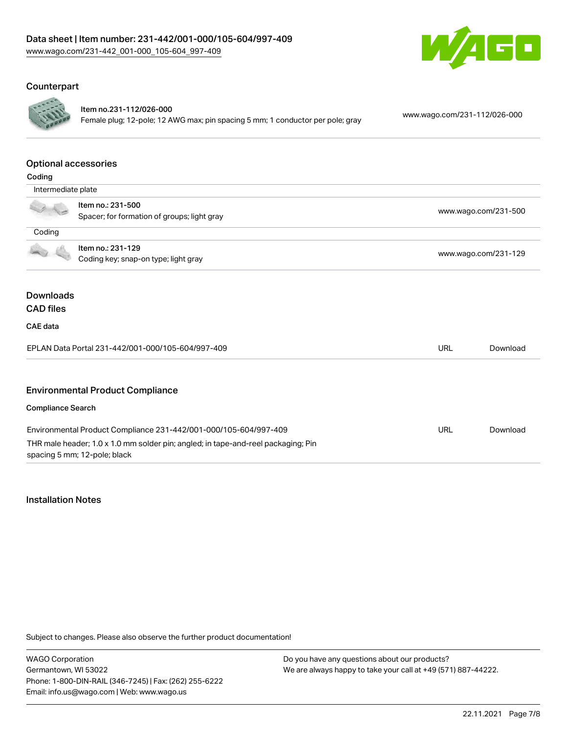## Counterpart

| | | |
|---|---|---|
| | **Item no.231-112/026-000**<br>Female plug; 12-pole; 12 AWG max; pin spacing 5 mm; 1 conductor per pole; gray | www.wago.com/231-112/026-000 |

## Optional accessories

### Coding

**Intermediate plate**

| | | |
|---|---|---|
| | **Item no.: 231-500**<br>Spacer; for formation of groups; light gray | www.wago.com/231-500 |

**Coding**

| | | |
|---|---|---|
| | **Item no.: 231-129**<br>Coding key; snap-on type; light gray | www.wago.com/231-129 |

## Downloads

### CAD files

#### CAE data

| | | |
|---|---|---|
| EPLAN Data Portal 231-442/001-000/105-604/997-409 | URL | Download |

## Environmental Product Compliance

#### Compliance Search

| | | |
|---|---|---|
| Environmental Product Compliance 231-442/001-000/105-604/997-409<br>THR male header; 1.0 x 1.0 mm solder pin; angled; in tape-and-reel packaging; Pin spacing 5 mm; 12-pole; black | URL | Download |

## Installation Notes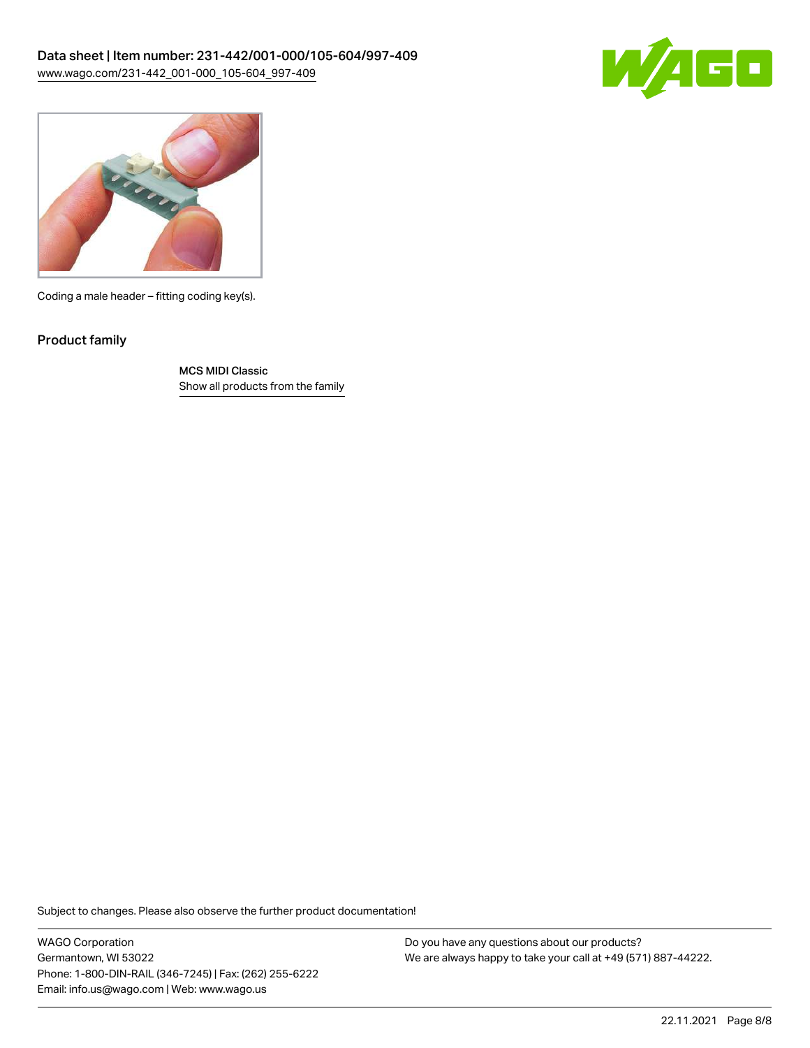Coding a male header – fitting coding key(s).

## Product family

MCS MIDI Classic
Show all products from the family

Subject to changes. Please also observe the further product documentation!

WAGO Corporation
Germantown, WI 53022
Phone: 1-800-DIN-RAIL (346-7245) | Fax: (262) 255-6222
Email: info.us@wago.com | Web: www.wago.us

Do you have any questions about our products?
We are always happy to take your call at +49 (571) 887-44222.